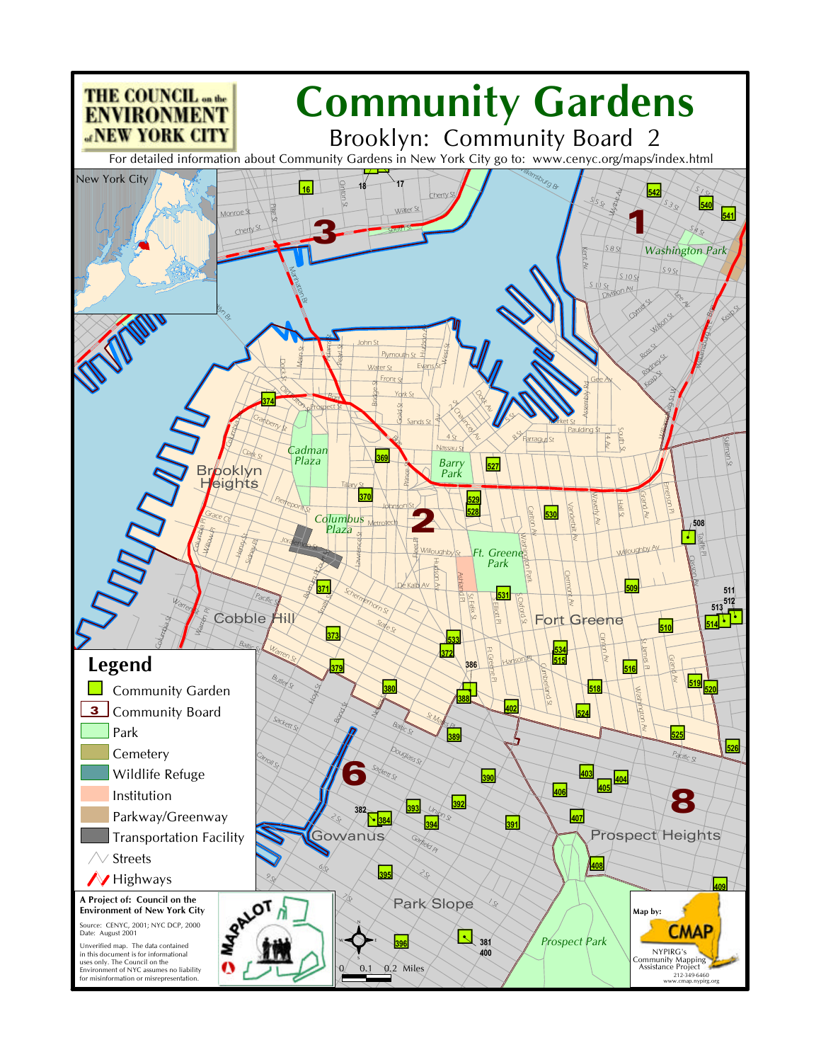# Community Gardens

## Brooklyn: Community Board 2

THE COUNCIL on the ENVIRONMENT of NEW YORK CITY

For detailed information about Community Gardens in New York City go to: www.cenyc.org/maps/index.html

New York City

## Legend

- Community Garden
- Community Board
- Park
- Cemetery
- Wildlife Refuge
- Institution
- Parkway/Greenway
- Transportation Facility
- Streets
- Highways

**A Project of: Council on the Environment of New York City**

Source: CENYC, 2001; NYC DCP, 2000
Date: August 2001

Unverified map. The data contained in this document is for informational uses only. The Council on the Environment of NYC assumes no liability for misinformation or misrepresentation.

MAPALOT

0 0.1 0.2 Miles

Map by: CMAP
NYPIRG's Community Mapping Assistance Project
212-349-6460
www.cmap.nypirg.org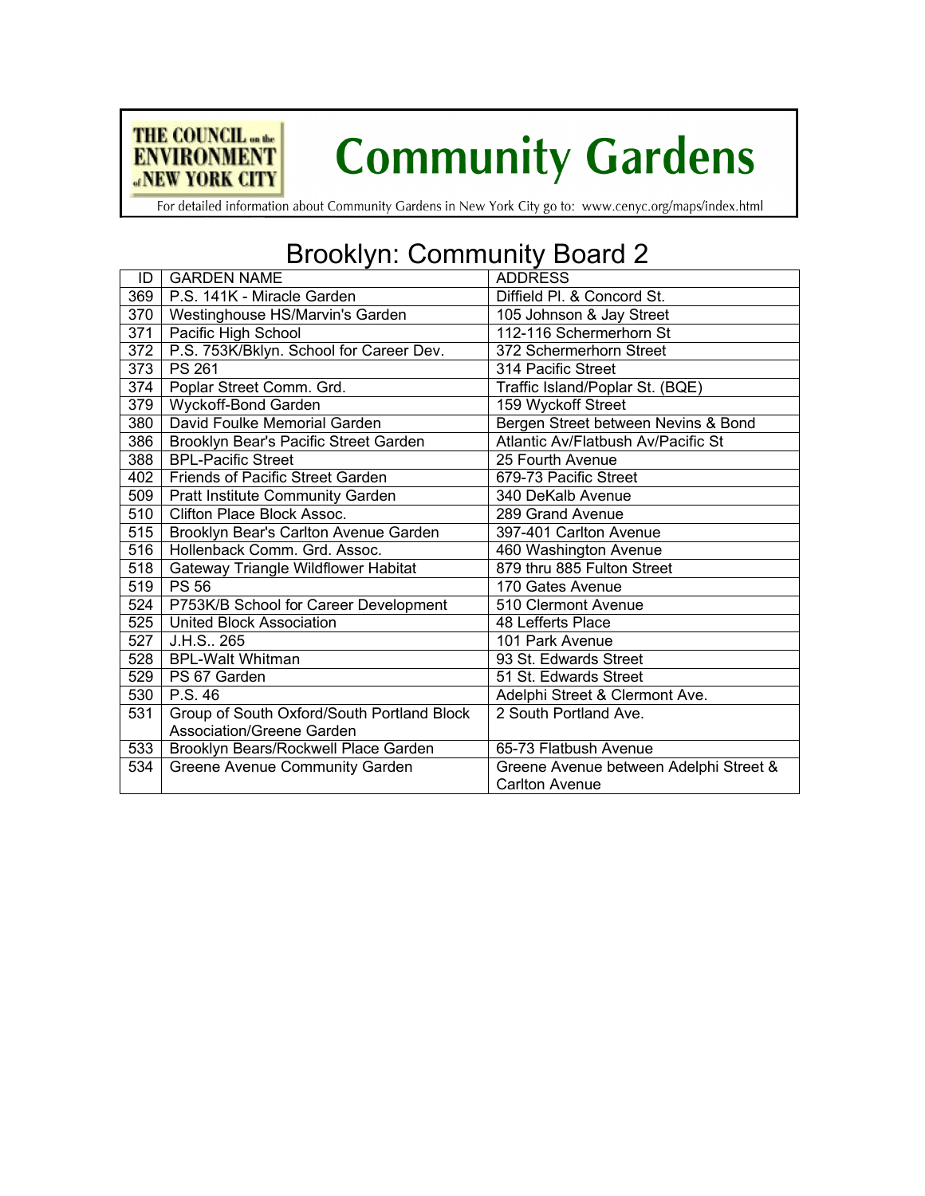**THE COUNCIL on the ENVIRONMENT of NEW YORK CITY**

# Community Gardens

For detailed information about Community Gardens in New York City go to: www.cenyc.org/maps/index.html

## Brooklyn: Community Board 2

| ID | GARDEN NAME | ADDRESS |
|---|---|---|
| 369 | P.S. 141K - Miracle Garden | Diffield Pl. & Concord St. |
| 370 | Westinghouse HS/Marvin's Garden | 105 Johnson & Jay Street |
| 371 | Pacific High School | 112-116 Schermerhorn St |
| 372 | P.S. 753K/Bklyn. School for Career Dev. | 372 Schermerhorn Street |
| 373 | PS 261 | 314 Pacific Street |
| 374 | Poplar Street Comm. Grd. | Traffic Island/Poplar St. (BQE) |
| 379 | Wyckoff-Bond Garden | 159 Wyckoff Street |
| 380 | David Foulke Memorial Garden | Bergen Street between Nevins & Bond |
| 386 | Brooklyn Bear's Pacific Street Garden | Atlantic Av/Flatbush Av/Pacific St |
| 388 | BPL-Pacific Street | 25 Fourth Avenue |
| 402 | Friends of Pacific Street Garden | 679-73 Pacific Street |
| 509 | Pratt Institute Community Garden | 340 DeKalb Avenue |
| 510 | Clifton Place Block Assoc. | 289 Grand Avenue |
| 515 | Brooklyn Bear's Carlton Avenue Garden | 397-401 Carlton Avenue |
| 516 | Hollenback Comm. Grd. Assoc. | 460 Washington Avenue |
| 518 | Gateway Triangle Wildflower Habitat | 879 thru 885 Fulton Street |
| 519 | PS 56 | 170 Gates Avenue |
| 524 | P753K/B School for Career Development | 510 Clermont Avenue |
| 525 | United Block Association | 48 Lefferts Place |
| 527 | J.H.S.. 265 | 101 Park Avenue |
| 528 | BPL-Walt Whitman | 93 St. Edwards Street |
| 529 | PS 67 Garden | 51 St. Edwards Street |
| 530 | P.S. 46 | Adelphi Street & Clermont Ave. |
| 531 | Group of South Oxford/South Portland Block Association/Greene Garden | 2 South Portland Ave. |
| 533 | Brooklyn Bears/Rockwell Place Garden | 65-73 Flatbush Avenue |
| 534 | Greene Avenue Community Garden | Greene Avenue between Adelphi Street & Carlton Avenue |